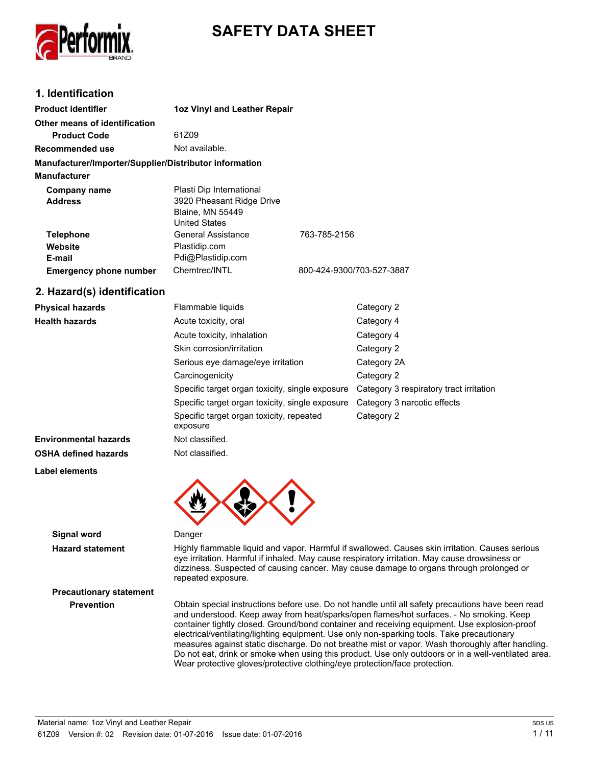# SAFETY DATA SHEET

## 1. Identification

| | | |
|---|---|---|
| **Product identifier** | **1oz Vinyl and Leather Repair** | |
| **Other means of identification** | | |
| **Product Code** | 61Z09 | |
| **Recommended use** | Not available. | |
| **Manufacturer/Importer/Supplier/Distributor information** | | |
| **Manufacturer** | | |
| **Company name** | Plasti Dip International | |
| **Address** | 3920 Pheasant Ridge Drive<br>Blaine, MN 55449<br>United States | |
| **Telephone** | General Assistance | 763-785-2156 |
| **Website** | Plastidip.com | |
| **E-mail** | Pdi@Plastidip.com | |
| **Emergency phone number** | Chemtrec/INTL | 800-424-9300/703-527-3887 |

## 2. Hazard(s) identification

| | | |
|---|---|---|
| **Physical hazards** | Flammable liquids | Category 2 |
| **Health hazards** | Acute toxicity, oral | Category 4 |
| | Acute toxicity, inhalation | Category 4 |
| | Skin corrosion/irritation | Category 2 |
| | Serious eye damage/eye irritation | Category 2A |
| | Carcinogenicity | Category 2 |
| | Specific target organ toxicity, single exposure | Category 3 respiratory tract irritation |
| | Specific target organ toxicity, single exposure | Category 3 narcotic effects |
| | Specific target organ toxicity, repeated exposure | Category 2 |
| **Environmental hazards** | Not classified. | |
| **OSHA defined hazards** | Not classified. | |

**Label elements**

**Signal word** Danger

**Hazard statement** Highly flammable liquid and vapor. Harmful if swallowed. Causes skin irritation. Causes serious eye irritation. Harmful if inhaled. May cause respiratory irritation. May cause drowsiness or dizziness. Suspected of causing cancer. May cause damage to organs through prolonged or repeated exposure.

**Precautionary statement**

**Prevention** Obtain special instructions before use. Do not handle until all safety precautions have been read and understood. Keep away from heat/sparks/open flames/hot surfaces. - No smoking. Keep container tightly closed. Ground/bond container and receiving equipment. Use explosion-proof electrical/ventilating/lighting equipment. Use only non-sparking tools. Take precautionary measures against static discharge. Do not breathe mist or vapor. Wash thoroughly after handling. Do not eat, drink or smoke when using this product. Use only outdoors or in a well-ventilated area. Wear protective gloves/protective clothing/eye protection/face protection.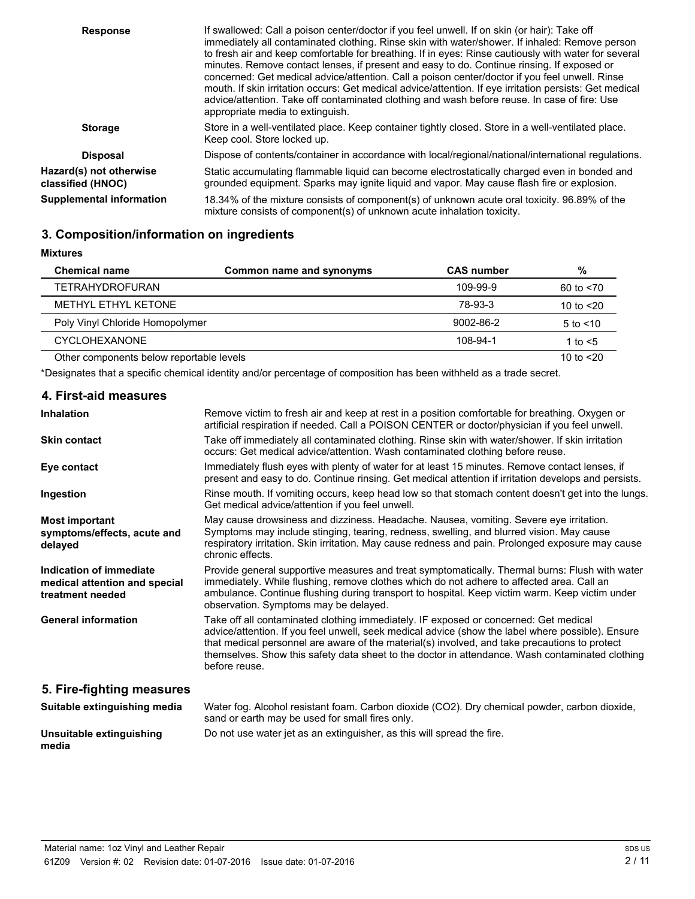**Response**

If swallowed: Call a poison center/doctor if you feel unwell. If on skin (or hair): Take off immediately all contaminated clothing. Rinse skin with water/shower. If inhaled: Remove person to fresh air and keep comfortable for breathing. If in eyes: Rinse cautiously with water for several minutes. Remove contact lenses, if present and easy to do. Continue rinsing. If exposed or concerned: Get medical advice/attention. Call a poison center/doctor if you feel unwell. Rinse mouth. If skin irritation occurs: Get medical advice/attention. If eye irritation persists: Get medical advice/attention. Take off contaminated clothing and wash before reuse. In case of fire: Use appropriate media to extinguish.

**Storage**

Store in a well-ventilated place. Keep container tightly closed. Store in a well-ventilated place. Keep cool. Store locked up.

**Disposal**

Dispose of contents/container in accordance with local/regional/national/international regulations.

**Hazard(s) not otherwise classified (HNOC)**

Static accumulating flammable liquid can become electrostatically charged even in bonded and grounded equipment. Sparks may ignite liquid and vapor. May cause flash fire or explosion.

**Supplemental information**

18.34% of the mixture consists of component(s) of unknown acute oral toxicity. 96.89% of the mixture consists of component(s) of unknown acute inhalation toxicity.

## 3. Composition/information on ingredients

**Mixtures**

| Chemical name | Common name and synonyms | CAS number | % |
|---|---|---|---|
| TETRAHYDROFURAN | | 109-99-9 | 60 to <70 |
| METHYL ETHYL KETONE | | 78-93-3 | 10 to <20 |
| Poly Vinyl Chloride Homopolymer | | 9002-86-2 | 5 to <10 |
| CYCLOHEXANONE | | 108-94-1 | 1 to <5 |
| Other components below reportable levels | | | 10 to <20 |

*Designates that a specific chemical identity and/or percentage of composition has been withheld as a trade secret.

## 4. First-aid measures

**Inhalation**

Remove victim to fresh air and keep at rest in a position comfortable for breathing. Oxygen or artificial respiration if needed. Call a POISON CENTER or doctor/physician if you feel unwell.

**Skin contact**

Take off immediately all contaminated clothing. Rinse skin with water/shower. If skin irritation occurs: Get medical advice/attention. Wash contaminated clothing before reuse.

**Eye contact**

Immediately flush eyes with plenty of water for at least 15 minutes. Remove contact lenses, if present and easy to do. Continue rinsing. Get medical attention if irritation develops and persists.

**Ingestion**

Rinse mouth. If vomiting occurs, keep head low so that stomach content doesn't get into the lungs. Get medical advice/attention if you feel unwell.

**Most important symptoms/effects, acute and delayed**

May cause drowsiness and dizziness. Headache. Nausea, vomiting. Severe eye irritation. Symptoms may include stinging, tearing, redness, swelling, and blurred vision. May cause respiratory irritation. Skin irritation. May cause redness and pain. Prolonged exposure may cause chronic effects.

**Indication of immediate medical attention and special treatment needed**

Provide general supportive measures and treat symptomatically. Thermal burns: Flush with water immediately. While flushing, remove clothes which do not adhere to affected area. Call an ambulance. Continue flushing during transport to hospital. Keep victim warm. Keep victim under observation. Symptoms may be delayed.

**General information**

Take off all contaminated clothing immediately. IF exposed or concerned: Get medical advice/attention. If you feel unwell, seek medical advice (show the label where possible). Ensure that medical personnel are aware of the material(s) involved, and take precautions to protect themselves. Show this safety data sheet to the doctor in attendance. Wash contaminated clothing before reuse.

## 5. Fire-fighting measures

**Suitable extinguishing media**

Water fog. Alcohol resistant foam. Carbon dioxide ($CO_2$). Dry chemical powder, carbon dioxide, sand or earth may be used for small fires only.

**Unsuitable extinguishing media**

Do not use water jet as an extinguisher, as this will spread the fire.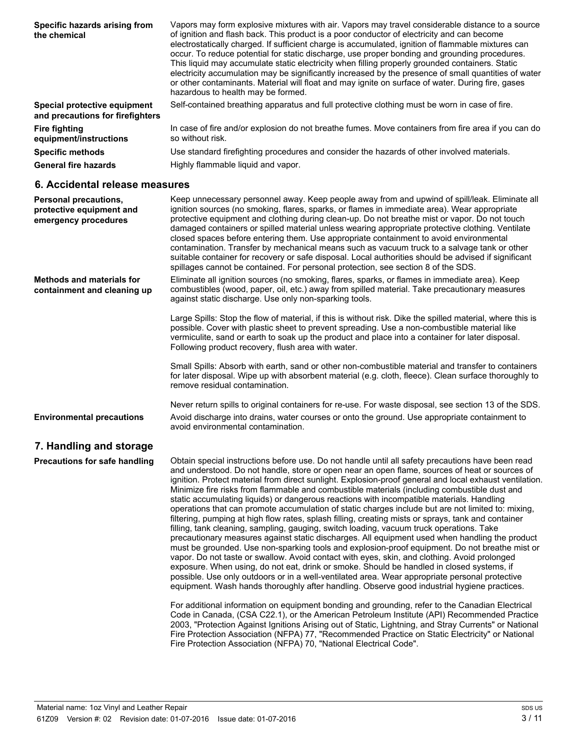**Specific hazards arising from the chemical**

Vapors may form explosive mixtures with air. Vapors may travel considerable distance to a source of ignition and flash back. This product is a poor conductor of electricity and can become electrostatically charged. If sufficient charge is accumulated, ignition of flammable mixtures can occur. To reduce potential for static discharge, use proper bonding and grounding procedures. This liquid may accumulate static electricity when filling properly grounded containers. Static electricity accumulation may be significantly increased by the presence of small quantities of water or other contaminants. Material will float and may ignite on surface of water. During fire, gases hazardous to health may be formed.

**Special protective equipment and precautions for firefighters**

Self-contained breathing apparatus and full protective clothing must be worn in case of fire.

**Fire fighting equipment/instructions**

In case of fire and/or explosion do not breathe fumes. Move containers from fire area if you can do so without risk.

**Specific methods**

Use standard firefighting procedures and consider the hazards of other involved materials.

**General fire hazards**

Highly flammable liquid and vapor.

## 6. Accidental release measures

**Personal precautions, protective equipment and emergency procedures**

Keep unnecessary personnel away. Keep people away from and upwind of spill/leak. Eliminate all ignition sources (no smoking, flares, sparks, or flames in immediate area). Wear appropriate protective equipment and clothing during clean-up. Do not breathe mist or vapor. Do not touch damaged containers or spilled material unless wearing appropriate protective clothing. Ventilate closed spaces before entering them. Use appropriate containment to avoid environmental contamination. Transfer by mechanical means such as vacuum truck to a salvage tank or other suitable container for recovery or safe disposal. Local authorities should be advised if significant spillages cannot be contained. For personal protection, see section 8 of the SDS.

**Methods and materials for containment and cleaning up**

Eliminate all ignition sources (no smoking, flares, sparks, or flames in immediate area). Keep combustibles (wood, paper, oil, etc.) away from spilled material. Take precautionary measures against static discharge. Use only non-sparking tools.

Large Spills: Stop the flow of material, if this is without risk. Dike the spilled material, where this is possible. Cover with plastic sheet to prevent spreading. Use a non-combustible material like vermiculite, sand or earth to soak up the product and place into a container for later disposal. Following product recovery, flush area with water.

Small Spills: Absorb with earth, sand or other non-combustible material and transfer to containers for later disposal. Wipe up with absorbent material (e.g. cloth, fleece). Clean surface thoroughly to remove residual contamination.

Never return spills to original containers for re-use. For waste disposal, see section 13 of the SDS.

**Environmental precautions**

Avoid discharge into drains, water courses or onto the ground. Use appropriate containment to avoid environmental contamination.

## 7. Handling and storage

**Precautions for safe handling**

Obtain special instructions before use. Do not handle until all safety precautions have been read and understood. Do not handle, store or open near an open flame, sources of heat or sources of ignition. Protect material from direct sunlight. Explosion-proof general and local exhaust ventilation. Minimize fire risks from flammable and combustible materials (including combustible dust and static accumulating liquids) or dangerous reactions with incompatible materials. Handling operations that can promote accumulation of static charges include but are not limited to: mixing, filtering, pumping at high flow rates, splash filling, creating mists or sprays, tank and container filling, tank cleaning, sampling, gauging, switch loading, vacuum truck operations. Take precautionary measures against static discharges. All equipment used when handling the product must be grounded. Use non-sparking tools and explosion-proof equipment. Do not breathe mist or vapor. Do not taste or swallow. Avoid contact with eyes, skin, and clothing. Avoid prolonged exposure. When using, do not eat, drink or smoke. Should be handled in closed systems, if possible. Use only outdoors or in a well-ventilated area. Wear appropriate personal protective equipment. Wash hands thoroughly after handling. Observe good industrial hygiene practices.

For additional information on equipment bonding and grounding, refer to the Canadian Electrical Code in Canada, (CSA C22.1), or the American Petroleum Institute (API) Recommended Practice 2003, "Protection Against Ignitions Arising out of Static, Lightning, and Stray Currents" or National Fire Protection Association (NFPA) 77, "Recommended Practice on Static Electricity" or National Fire Protection Association (NFPA) 70, "National Electrical Code".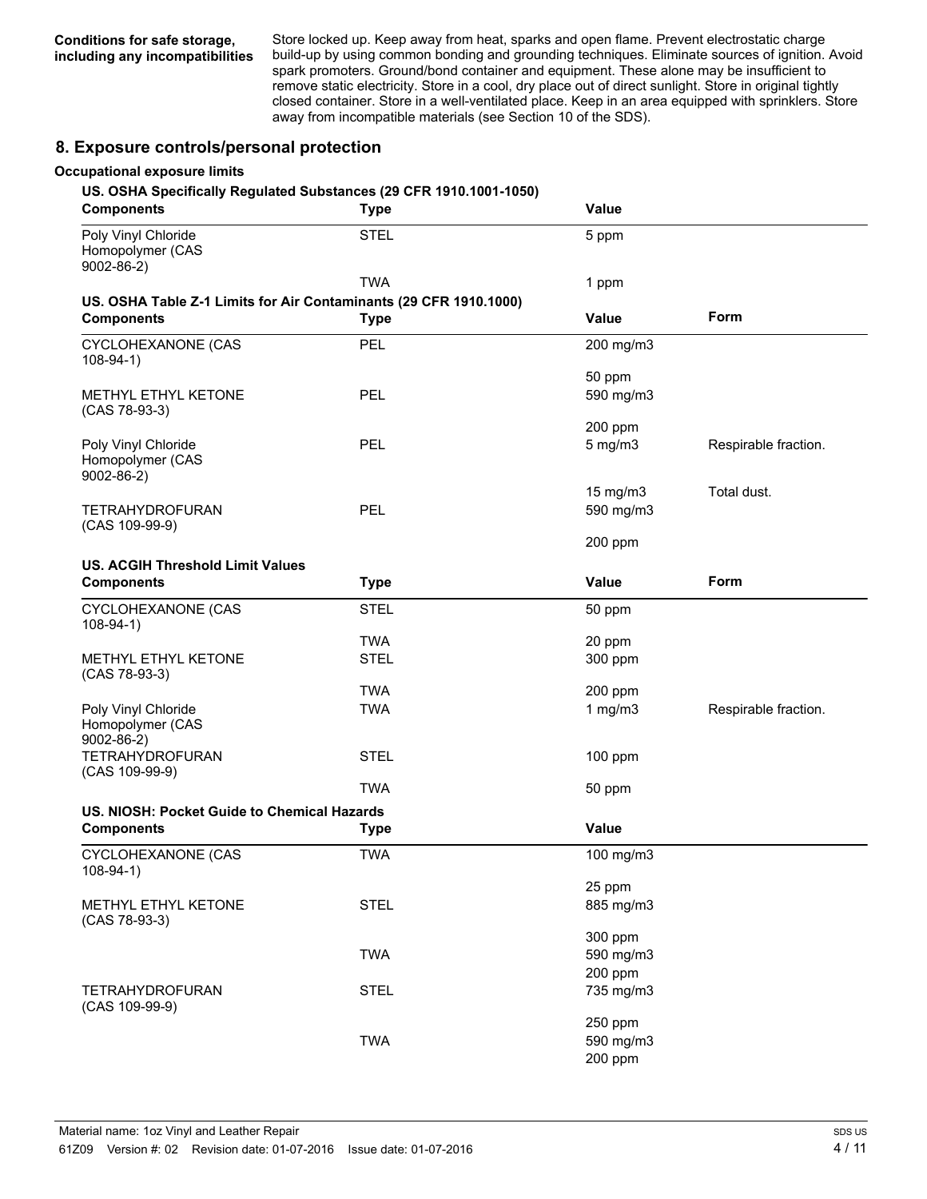**Conditions for safe storage, including any incompatibilities** Store locked up. Keep away from heat, sparks and open flame. Prevent electrostatic charge build-up by using common bonding and grounding techniques. Eliminate sources of ignition. Avoid spark promoters. Ground/bond container and equipment. These alone may be insufficient to remove static electricity. Store in a cool, dry place out of direct sunlight. Store in original tightly closed container. Store in a well-ventilated place. Keep in an area equipped with sprinklers. Store away from incompatible materials (see Section 10 of the SDS).

## 8. Exposure controls/personal protection

### Occupational exposure limits

**US. OSHA Specifically Regulated Substances (29 CFR 1910.1001-1050)**

| Components | Type | Value |
|---|---|---|
| Poly Vinyl Chloride Homopolymer (CAS 9002-86-2) | STEL | 5 ppm |
| | TWA | 1 ppm |

**US. OSHA Table Z-1 Limits for Air Contaminants (29 CFR 1910.1000)**

| Components | Type | Value | Form |
|---|---|---|---|
| CYCLOHEXANONE (CAS 108-94-1) | PEL | 200 mg/m3 | |
| | | 50 ppm | |
| METHYL ETHYL KETONE (CAS 78-93-3) | PEL | 590 mg/m3 | |
| | | 200 ppm | |
| Poly Vinyl Chloride Homopolymer (CAS 9002-86-2) | PEL | 5 mg/m3 | Respirable fraction. |
| | | 15 mg/m3 | Total dust. |
| TETRAHYDROFURAN (CAS 109-99-9) | PEL | 590 mg/m3 | |
| | | 200 ppm | |

**US. ACGIH Threshold Limit Values**

| Components | Type | Value | Form |
|---|---|---|---|
| CYCLOHEXANONE (CAS 108-94-1) | STEL | 50 ppm | |
| | TWA | 20 ppm | |
| METHYL ETHYL KETONE (CAS 78-93-3) | STEL | 300 ppm | |
| | TWA | 200 ppm | |
| Poly Vinyl Chloride Homopolymer (CAS 9002-86-2) | TWA | 1 mg/m3 | Respirable fraction. |
| TETRAHYDROFURAN (CAS 109-99-9) | STEL | 100 ppm | |
| | TWA | 50 ppm | |

**US. NIOSH: Pocket Guide to Chemical Hazards**

| Components | Type | Value |
|---|---|---|
| CYCLOHEXANONE (CAS 108-94-1) | TWA | 100 mg/m3 |
| | | 25 ppm |
| METHYL ETHYL KETONE (CAS 78-93-3) | STEL | 885 mg/m3 |
| | | 300 ppm |
| | TWA | 590 mg/m3 |
| | | 200 ppm |
| TETRAHYDROFURAN (CAS 109-99-9) | STEL | 735 mg/m3 |
| | | 250 ppm |
| | TWA | 590 mg/m3 |
| | | 200 ppm |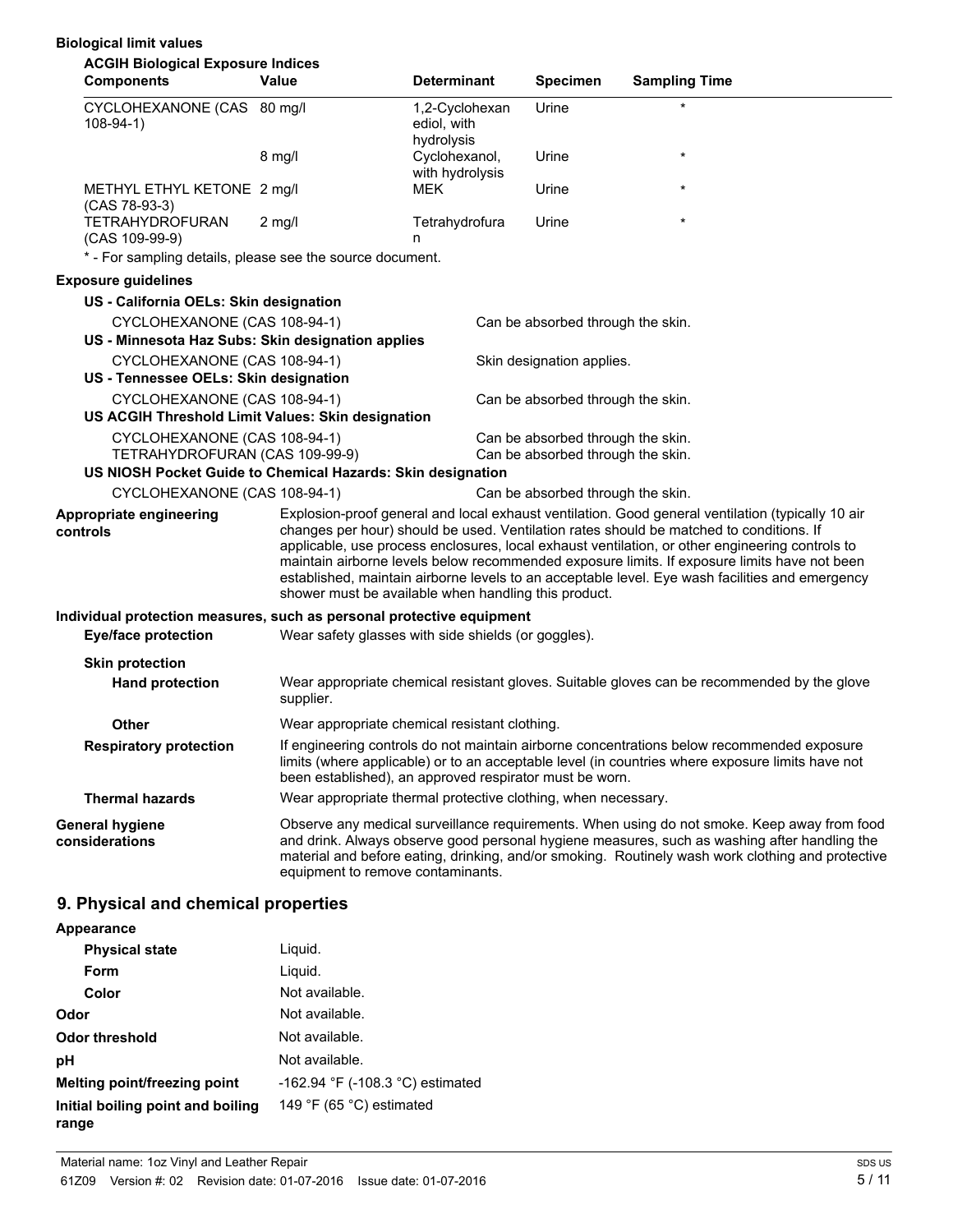**Biological limit values**

**ACGIH Biological Exposure Indices**

| Components | Value | Determinant | Specimen | Sampling Time |
|---|---|---|---|---|
| CYCLOHEXANONE (CAS 108-94-1) | 80 mg/l | 1,2-Cyclohexanediol, with hydrolysis | Urine | * |
| | 8 mg/l | Cyclohexanol, with hydrolysis | Urine | * |
| METHYL ETHYL KETONE (CAS 78-93-3) | 2 mg/l | MEK | Urine | * |
| TETRAHYDROFURAN (CAS 109-99-9) | 2 mg/l | Tetrahydrofuran | Urine | * |

* - For sampling details, please see the source document.

**Exposure guidelines**

**US - California OELs: Skin designation**

| | |
|---|---|
| CYCLOHEXANONE (CAS 108-94-1) | Can be absorbed through the skin. |

**US - Minnesota Haz Subs: Skin designation applies**

| | |
|---|---|
| CYCLOHEXANONE (CAS 108-94-1) | Skin designation applies. |

**US - Tennessee OELs: Skin designation**

| | |
|---|---|
| CYCLOHEXANONE (CAS 108-94-1) | Can be absorbed through the skin. |

**US ACGIH Threshold Limit Values: Skin designation**

| | |
|---|---|
| CYCLOHEXANONE (CAS 108-94-1) | Can be absorbed through the skin. |
| TETRAHYDROFURAN (CAS 109-99-9) | Can be absorbed through the skin. |

**US NIOSH Pocket Guide to Chemical Hazards: Skin designation**

| | |
|---|---|
| CYCLOHEXANONE (CAS 108-94-1) | Can be absorbed through the skin. |

**Appropriate engineering controls**
Explosion-proof general and local exhaust ventilation. Good general ventilation (typically 10 air changes per hour) should be used. Ventilation rates should be matched to conditions. If applicable, use process enclosures, local exhaust ventilation, or other engineering controls to maintain airborne levels below recommended exposure limits. If exposure limits have not been established, maintain airborne levels to an acceptable level. Eye wash facilities and emergency shower must be available when handling this product.

**Individual protection measures, such as personal protective equipment**

**Eye/face protection**
Wear safety glasses with side shields (or goggles).

**Skin protection**

**Hand protection**
Wear appropriate chemical resistant gloves. Suitable gloves can be recommended by the glove supplier.

**Other**
Wear appropriate chemical resistant clothing.

**Respiratory protection**
If engineering controls do not maintain airborne concentrations below recommended exposure limits (where applicable) or to an acceptable level (in countries where exposure limits have not been established), an approved respirator must be worn.

**Thermal hazards**
Wear appropriate thermal protective clothing, when necessary.

**General hygiene considerations**
Observe any medical surveillance requirements. When using do not smoke. Keep away from food and drink. Always observe good personal hygiene measures, such as washing after handling the material and before eating, drinking, and/or smoking. Routinely wash work clothing and protective equipment to remove contaminants.

## 9. Physical and chemical properties

**Appearance**

| | |
|---|---|
| **Physical state** | Liquid. |
| **Form** | Liquid. |
| **Color** | Not available. |
| **Odor** | Not available. |
| **Odor threshold** | Not available. |
| **pH** | Not available. |
| **Melting point/freezing point** | -162.94 °F (-108.3 °C) estimated |
| **Initial boiling point and boiling range** | 149 °F (65 °C) estimated |

Material name: 1oz Vinyl and Leather Repair
61Z09 Version #: 02 Revision date: 01-07-2016 Issue date: 01-07-2016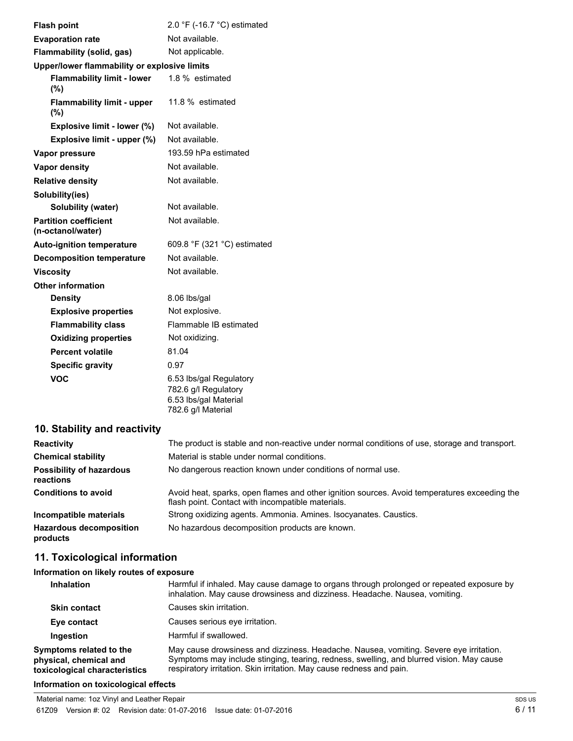| | |
|---|---|
| **Flash point** | 2.0 °F (-16.7 °C) estimated |
| **Evaporation rate** | Not available. |
| **Flammability (solid, gas)** | Not applicable. |
| **Upper/lower flammability or explosive limits** | |
| **Flammability limit - lower (%)** | 1.8 % estimated |
| **Flammability limit - upper (%)** | 11.8 % estimated |
| **Explosive limit - lower (%)** | Not available. |
| **Explosive limit - upper (%)** | Not available. |
| **Vapor pressure** | 193.59 hPa estimated |
| **Vapor density** | Not available. |
| **Relative density** | Not available. |
| **Solubility(ies)** | |
| **Solubility (water)** | Not available. |
| **Partition coefficient (n-octanol/water)** | Not available. |
| **Auto-ignition temperature** | 609.8 °F (321 °C) estimated |
| **Decomposition temperature** | Not available. |
| **Viscosity** | Not available. |
| **Other information** | |
| **Density** | 8.06 lbs/gal |
| **Explosive properties** | Not explosive. |
| **Flammability class** | Flammable IB estimated |
| **Oxidizing properties** | Not oxidizing. |
| **Percent volatile** | 81.04 |
| **Specific gravity** | 0.97 |
| **VOC** | 6.53 lbs/gal Regulatory<br>782.6 g/l Regulatory<br>6.53 lbs/gal Material<br>782.6 g/l Material |

## 10. Stability and reactivity

| | |
|---|---|
| **Reactivity** | The product is stable and non-reactive under normal conditions of use, storage and transport. |
| **Chemical stability** | Material is stable under normal conditions. |
| **Possibility of hazardous reactions** | No dangerous reaction known under conditions of normal use. |
| **Conditions to avoid** | Avoid heat, sparks, open flames and other ignition sources. Avoid temperatures exceeding the flash point. Contact with incompatible materials. |
| **Incompatible materials** | Strong oxidizing agents. Ammonia. Amines. Isocyanates. Caustics. |
| **Hazardous decomposition products** | No hazardous decomposition products are known. |

## 11. Toxicological information

**Information on likely routes of exposure**

| | |
|---|---|
| **Inhalation** | Harmful if inhaled. May cause damage to organs through prolonged or repeated exposure by inhalation. May cause drowsiness and dizziness. Headache. Nausea, vomiting. |
| **Skin contact** | Causes skin irritation. |
| **Eye contact** | Causes serious eye irritation. |
| **Ingestion** | Harmful if swallowed. |
| **Symptoms related to the physical, chemical and toxicological characteristics** | May cause drowsiness and dizziness. Headache. Nausea, vomiting. Severe eye irritation. Symptoms may include stinging, tearing, redness, swelling, and blurred vision. May cause respiratory irritation. Skin irritation. May cause redness and pain. |

**Information on toxicological effects**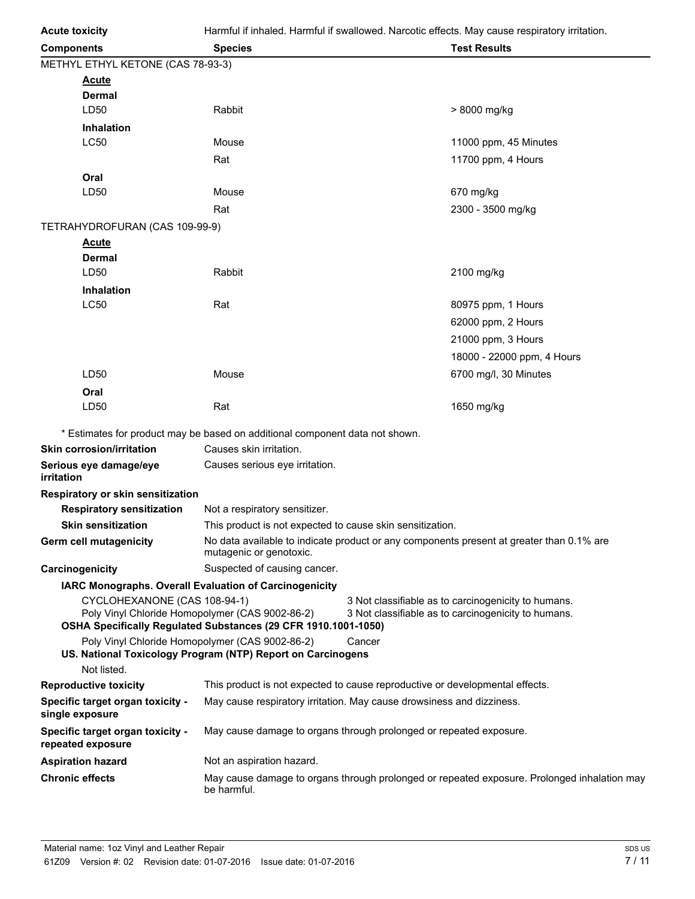**Acute toxicity** Harmful if inhaled. Harmful if swallowed. Narcotic effects. May cause respiratory irritation.

| Components | Species | Test Results |
| --- | --- | --- |
| METHYL ETHYL KETONE (CAS 78-93-3) | | |
| **Acute** | | |
| **Dermal** | | |
| LD50 | Rabbit | > 8000 mg/kg |
| **Inhalation** | | |
| LC50 | Mouse | 11000 ppm, 45 Minutes |
| | Rat | 11700 ppm, 4 Hours |
| **Oral** | | |
| LD50 | Mouse | 670 mg/kg |
| | Rat | 2300 - 3500 mg/kg |
| TETRAHYDROFURAN (CAS 109-99-9) | | |
| **Acute** | | |
| **Dermal** | | |
| LD50 | Rabbit | 2100 mg/kg |
| **Inhalation** | | |
| LC50 | Rat | 80975 ppm, 1 Hours |
| | | 62000 ppm, 2 Hours |
| | | 21000 ppm, 3 Hours |
| | | 18000 - 22000 ppm, 4 Hours |
| LD50 | Mouse | 6700 mg/l, 30 Minutes |
| **Oral** | | |
| LD50 | Rat | 1650 mg/kg |

\* Estimates for product may be based on additional component data not shown.

**Skin corrosion/irritation** Causes skin irritation.

**Serious eye damage/eye irritation** Causes serious eye irritation.

**Respiratory or skin sensitization**

**Respiratory sensitization** Not a respiratory sensitizer.

**Skin sensitization** This product is not expected to cause skin sensitization.

**Germ cell mutagenicity** No data available to indicate product or any components present at greater than 0.1% are mutagenic or genotoxic.

**Carcinogenicity** Suspected of causing cancer.

**IARC Monographs. Overall Evaluation of Carcinogenicity**

CYCLOHEXANONE (CAS 108-94-1) 3 Not classifiable as to carcinogenicity to humans.
Poly Vinyl Chloride Homopolymer (CAS 9002-86-2) 3 Not classifiable as to carcinogenicity to humans.

**OSHA Specifically Regulated Substances (29 CFR 1910.1001-1050)**

Poly Vinyl Chloride Homopolymer (CAS 9002-86-2) Cancer

**US. National Toxicology Program (NTP) Report on Carcinogens**

Not listed.

**Reproductive toxicity** This product is not expected to cause reproductive or developmental effects.

**Specific target organ toxicity - single exposure** May cause respiratory irritation. May cause drowsiness and dizziness.

**Specific target organ toxicity - repeated exposure** May cause damage to organs through prolonged or repeated exposure.

**Aspiration hazard** Not an aspiration hazard.

**Chronic effects** May cause damage to organs through prolonged or repeated exposure. Prolonged inhalation may be harmful.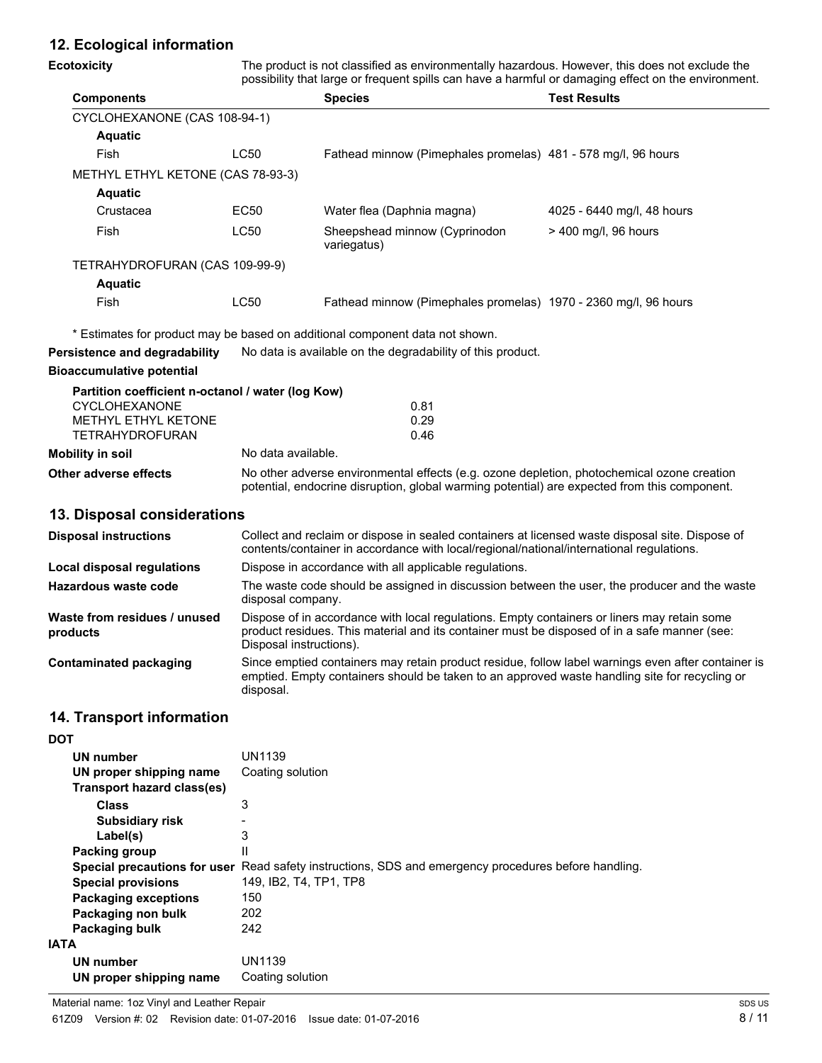## 12. Ecological information

**Ecotoxicity**

The product is not classified as environmentally hazardous. However, this does not exclude the possibility that large or frequent spills can have a harmful or damaging effect on the environment.

| Components | | Species | Test Results |
|---|---|---|---|
| CYCLOHEXANONE (CAS 108-94-1) | | | |
| **Aquatic** | | | |
| Fish | LC50 | Fathead minnow (Pimephales promelas) | 481 - 578 mg/l, 96 hours |
| METHYL ETHYL KETONE (CAS 78-93-3) | | | |
| **Aquatic** | | | |
| Crustacea | EC50 | Water flea (Daphnia magna) | 4025 - 6440 mg/l, 48 hours |
| Fish | LC50 | Sheepshead minnow (Cyprinodon variegatus) | > 400 mg/l, 96 hours |
| TETRAHYDROFURAN (CAS 109-99-9) | | | |
| **Aquatic** | | | |
| Fish | LC50 | Fathead minnow (Pimephales promelas) | 1970 - 2360 mg/l, 96 hours |

* Estimates for product may be based on additional component data not shown.

**Persistence and degradability** No data is available on the degradability of this product.

**Bioaccumulative potential**

**Partition coefficient n-octanol / water (log Kow)**

| | |
|---|---|
| CYCLOHEXANONE | 0.81 |
| METHYL ETHYL KETONE | 0.29 |
| TETRAHYDROFURAN | 0.46 |

**Mobility in soil** No data available.

**Other adverse effects** No other adverse environmental effects (e.g. ozone depletion, photochemical ozone creation potential, endocrine disruption, global warming potential) are expected from this component.

## 13. Disposal considerations

**Disposal instructions** Collect and reclaim or dispose in sealed containers at licensed waste disposal site. Dispose of contents/container in accordance with local/regional/national/international regulations.

**Local disposal regulations** Dispose in accordance with all applicable regulations.

**Hazardous waste code** The waste code should be assigned in discussion between the user, the producer and the waste disposal company.

**Waste from residues / unused products** Dispose of in accordance with local regulations. Empty containers or liners may retain some product residues. This material and its container must be disposed of in a safe manner (see: Disposal instructions).

**Contaminated packaging** Since emptied containers may retain product residue, follow label warnings even after container is emptied. Empty containers should be taken to an approved waste handling site for recycling or disposal.

## 14. Transport information

**DOT**

**UN number** UN1139
**UN proper shipping name** Coating solution
**Transport hazard class(es)**
**Class** 3
**Subsidiary risk** -
**Label(s)** 3
**Packing group** II
**Special precautions for user** Read safety instructions, SDS and emergency procedures before handling.
**Special provisions** 149, IB2, T4, TP1, TP8
**Packaging exceptions** 150
**Packaging non bulk** 202
**Packaging bulk** 242

**IATA**

**UN number** UN1139
**UN proper shipping name** Coating solution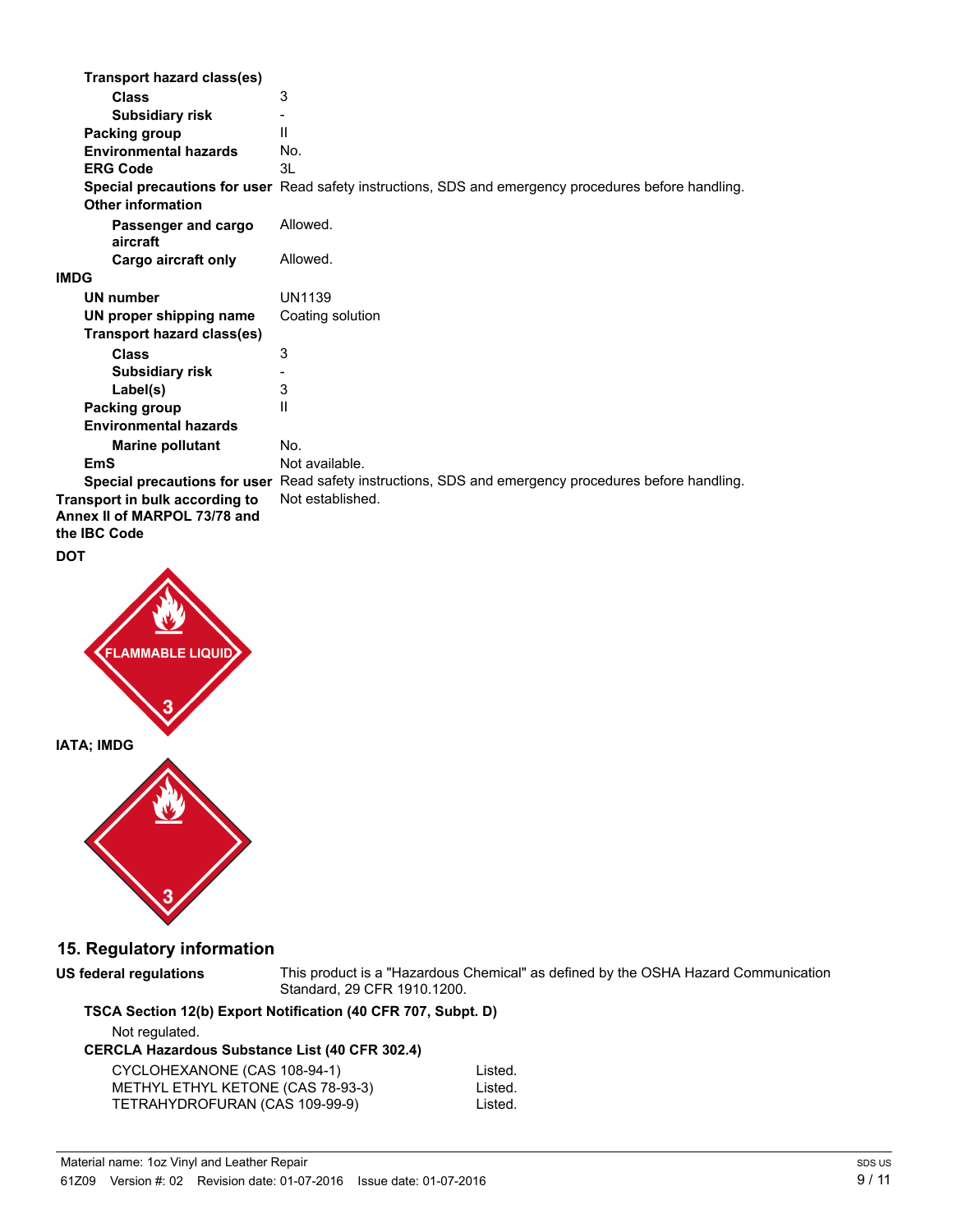**Transport hazard class(es)**

| | |
|---|---|
| **Class** | 3 |
| **Subsidiary risk** | - |
| **Packing group** | II |
| **Environmental hazards** | No. |
| **ERG Code** | 3L |
| **Special precautions for user** | Read safety instructions, SDS and emergency procedures before handling. |

**Other information**

| | |
|---|---|
| **Passenger and cargo aircraft** | Allowed. |
| **Cargo aircraft only** | Allowed. |

**IMDG**

| | |
|---|---|
| **UN number** | UN1139 |
| **UN proper shipping name** | Coating solution |

**Transport hazard class(es)**

| | |
|---|---|
| **Class** | 3 |
| **Subsidiary risk** | - |
| **Label(s)** | 3 |
| **Packing group** | II |

**Environmental hazards**

| | |
|---|---|
| **Marine pollutant** | No. |
| **EmS** | Not available. |
| **Special precautions for user** | Read safety instructions, SDS and emergency procedures before handling. |
| **Transport in bulk according to Annex II of MARPOL 73/78 and the IBC Code** | Not established. |

**DOT**

FLAMMABLE LIQUID 3

**IATA; IMDG**

3

## 15. Regulatory information

**US federal regulations** This product is a "Hazardous Chemical" as defined by the OSHA Hazard Communication Standard, 29 CFR 1910.1200.

**TSCA Section 12(b) Export Notification (40 CFR 707, Subpt. D)**

Not regulated.

**CERCLA Hazardous Substance List (40 CFR 302.4)**

| | |
|---|---|
| CYCLOHEXANONE (CAS 108-94-1) | Listed. |
| METHYL ETHYL KETONE (CAS 78-93-3) | Listed. |
| TETRAHYDROFURAN (CAS 109-99-9) | Listed. |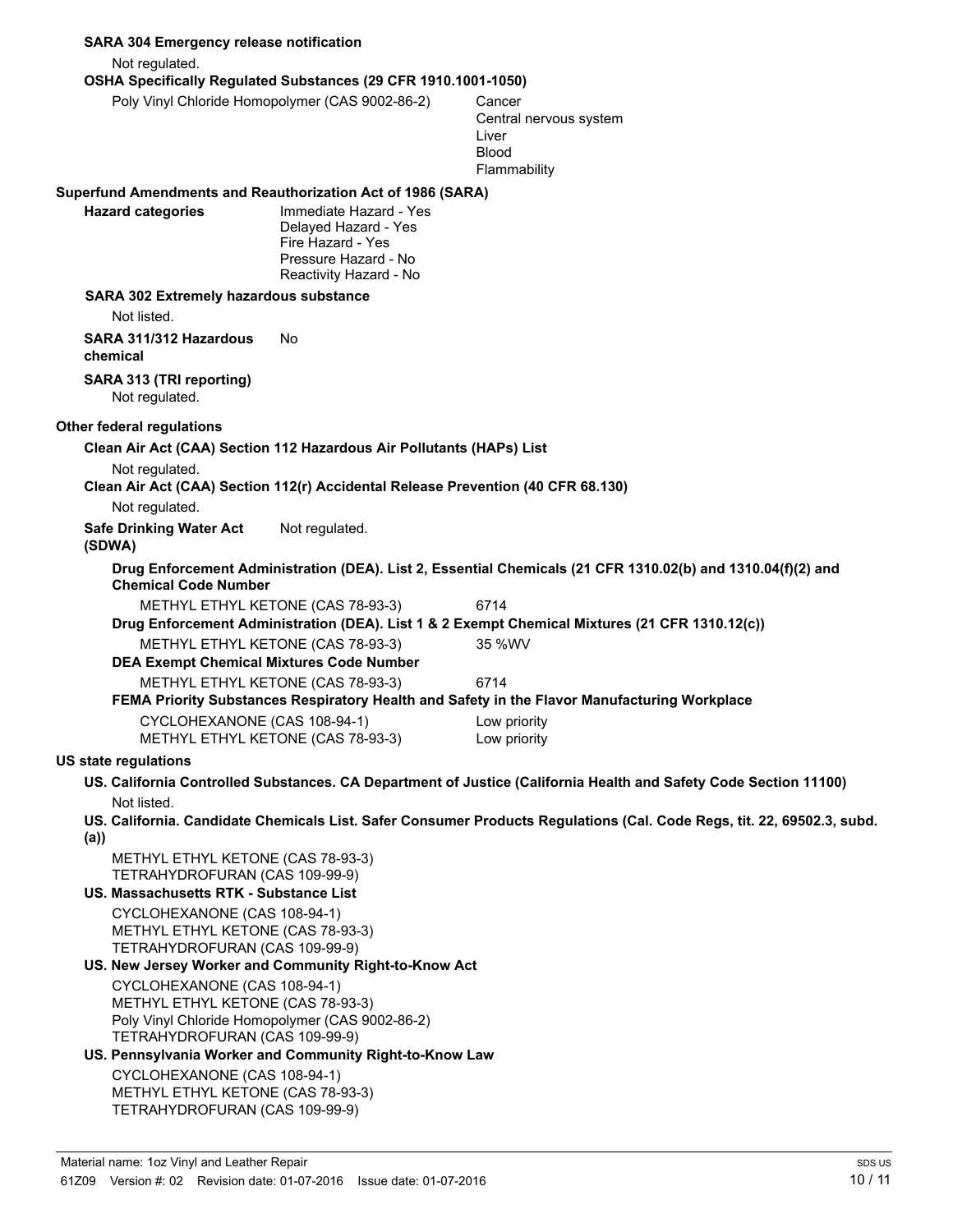**SARA 304 Emergency release notification**

Not regulated.

**OSHA Specifically Regulated Substances (29 CFR 1910.1001-1050)**

| | |
|---|---|
| Poly Vinyl Chloride Homopolymer (CAS 9002-86-2) | Cancer<br>Central nervous system<br>Liver<br>Blood<br>Flammability |

**Superfund Amendments and Reauthorization Act of 1986 (SARA)**

**Hazard categories**
Immediate Hazard - Yes
Delayed Hazard - Yes
Fire Hazard - Yes
Pressure Hazard - No
Reactivity Hazard - No

**SARA 302 Extremely hazardous substance**

Not listed.

**SARA 311/312 Hazardous chemical** No

**SARA 313 (TRI reporting)**

Not regulated.

**Other federal regulations**

**Clean Air Act (CAA) Section 112 Hazardous Air Pollutants (HAPs) List**

Not regulated.

**Clean Air Act (CAA) Section 112(r) Accidental Release Prevention (40 CFR 68.130)**

Not regulated.

**Safe Drinking Water Act (SDWA)** Not regulated.

**Drug Enforcement Administration (DEA). List 2, Essential Chemicals (21 CFR 1310.02(b) and 1310.04(f)(2) and Chemical Code Number**

METHYL ETHYL KETONE (CAS 78-93-3) 6714

**Drug Enforcement Administration (DEA). List 1 & 2 Exempt Chemical Mixtures (21 CFR 1310.12(c))**

METHYL ETHYL KETONE (CAS 78-93-3) 35 %WV

**DEA Exempt Chemical Mixtures Code Number**

METHYL ETHYL KETONE (CAS 78-93-3) 6714

**FEMA Priority Substances Respiratory Health and Safety in the Flavor Manufacturing Workplace**

CYCLOHEXANONE (CAS 108-94-1) Low priority
METHYL ETHYL KETONE (CAS 78-93-3) Low priority

**US state regulations**

**US. California Controlled Substances. CA Department of Justice (California Health and Safety Code Section 11100)**

Not listed.

**US. California. Candidate Chemicals List. Safer Consumer Products Regulations (Cal. Code Regs, tit. 22, 69502.3, subd. (a))**

METHYL ETHYL KETONE (CAS 78-93-3)
TETRAHYDROFURAN (CAS 109-99-9)

**US. Massachusetts RTK - Substance List**

CYCLOHEXANONE (CAS 108-94-1)
METHYL ETHYL KETONE (CAS 78-93-3)
TETRAHYDROFURAN (CAS 109-99-9)

**US. New Jersey Worker and Community Right-to-Know Act**

CYCLOHEXANONE (CAS 108-94-1)
METHYL ETHYL KETONE (CAS 78-93-3)
Poly Vinyl Chloride Homopolymer (CAS 9002-86-2)
TETRAHYDROFURAN (CAS 109-99-9)

**US. Pennsylvania Worker and Community Right-to-Know Law**

CYCLOHEXANONE (CAS 108-94-1)
METHYL ETHYL KETONE (CAS 78-93-3)
TETRAHYDROFURAN (CAS 109-99-9)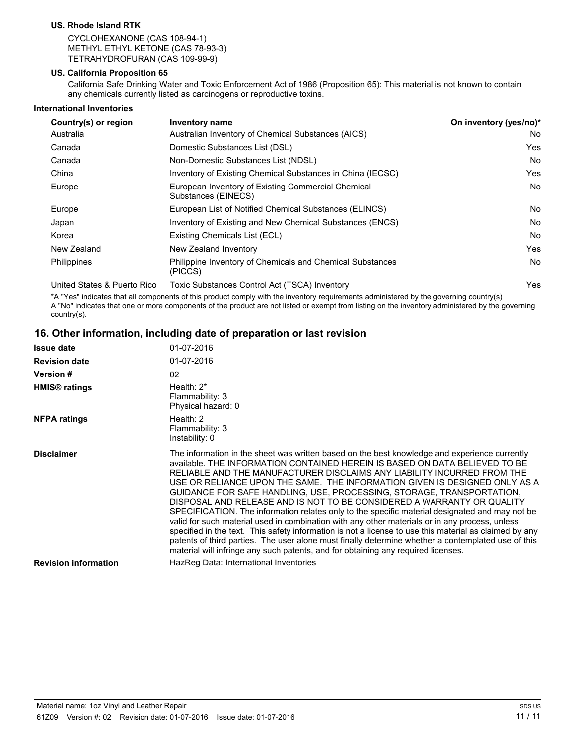**US. Rhode Island RTK**

CYCLOHEXANONE (CAS 108-94-1)
METHYL ETHYL KETONE (CAS 78-93-3)
TETRAHYDROFURAN (CAS 109-99-9)

**US. California Proposition 65**

California Safe Drinking Water and Toxic Enforcement Act of 1986 (Proposition 65): This material is not known to contain any chemicals currently listed as carcinogens or reproductive toxins.

**International Inventories**

| Country(s) or region | Inventory name | On inventory (yes/no)* |
| --- | --- | --- |
| Australia | Australian Inventory of Chemical Substances (AICS) | No |
| Canada | Domestic Substances List (DSL) | Yes |
| Canada | Non-Domestic Substances List (NDSL) | No |
| China | Inventory of Existing Chemical Substances in China (IECSC) | Yes |
| Europe | European Inventory of Existing Commercial Chemical Substances (EINECS) | No |
| Europe | European List of Notified Chemical Substances (ELINCS) | No |
| Japan | Inventory of Existing and New Chemical Substances (ENCS) | No |
| Korea | Existing Chemicals List (ECL) | No |
| New Zealand | New Zealand Inventory | Yes |
| Philippines | Philippine Inventory of Chemicals and Chemical Substances (PICCS) | No |
| United States & Puerto Rico | Toxic Substances Control Act (TSCA) Inventory | Yes |

*A "Yes" indicates that all components of this product comply with the inventory requirements administered by the governing country(s)
A "No" indicates that one or more components of the product are not listed or exempt from listing on the inventory administered by the governing country(s).

## 16. Other information, including date of preparation or last revision

**Issue date** 01-07-2016

**Revision date** 01-07-2016

**Version #** 02

**HMIS® ratings**
Health: 2*
Flammability: 3
Physical hazard: 0

**NFPA ratings**
Health: 2
Flammability: 3
Instability: 0

**Disclaimer**
The information in the sheet was written based on the best knowledge and experience currently available. THE INFORMATION CONTAINED HEREIN IS BASED ON DATA BELIEVED TO BE RELIABLE AND THE MANUFACTURER DISCLAIMS ANY LIABILITY INCURRED FROM THE USE OR RELIANCE UPON THE SAME. THE INFORMATION GIVEN IS DESIGNED ONLY AS A GUIDANCE FOR SAFE HANDLING, USE, PROCESSING, STORAGE, TRANSPORTATION, DISPOSAL AND RELEASE AND IS NOT TO BE CONSIDERED A WARRANTY OR QUALITY SPECIFICATION. The information relates only to the specific material designated and may not be valid for such material used in combination with any other materials or in any process, unless specified in the text. This safety information is not a license to use this material as claimed by any patents of third parties. The user alone must finally determine whether a contemplated use of this material will infringe any such patents, and for obtaining any required licenses.

**Revision information** HazReg Data: International Inventories